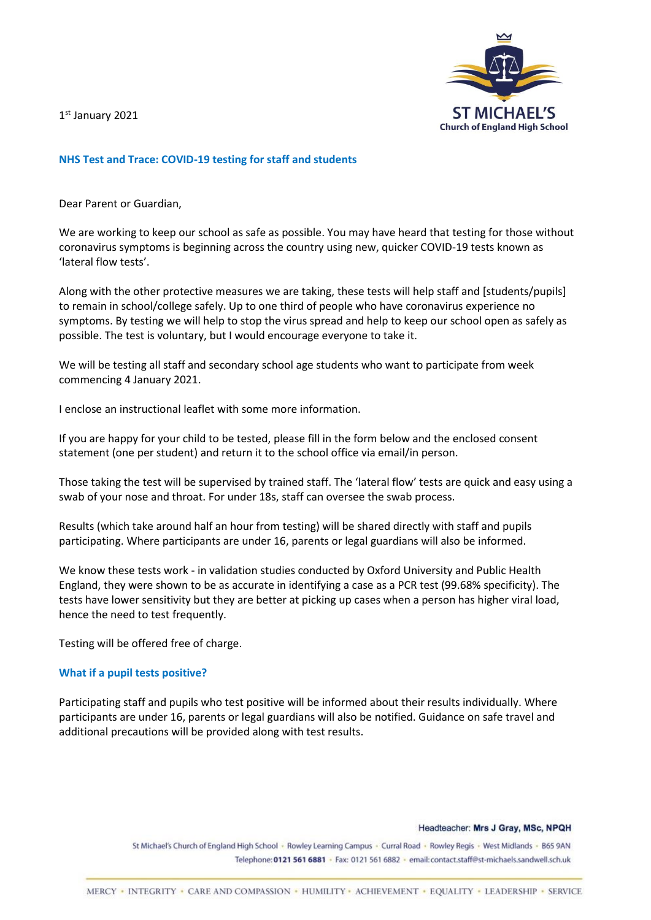ST MICHAEL'S
Church of England High School

1st January 2021

## NHS Test and Trace: COVID-19 testing for staff and students

Dear Parent or Guardian,

We are working to keep our school as safe as possible. You may have heard that testing for those without coronavirus symptoms is beginning across the country using new, quicker COVID-19 tests known as 'lateral flow tests'.

Along with the other protective measures we are taking, these tests will help staff and [students/pupils] to remain in school/college safely. Up to one third of people who have coronavirus experience no symptoms. By testing we will help to stop the virus spread and help to keep our school open as safely as possible. The test is voluntary, but I would encourage everyone to take it.

We will be testing all staff and secondary school age students who want to participate from week commencing 4 January 2021.

I enclose an instructional leaflet with some more information.

If you are happy for your child to be tested, please fill in the form below and the enclosed consent statement (one per student) and return it to the school office via email/in person.

Those taking the test will be supervised by trained staff. The 'lateral flow' tests are quick and easy using a swab of your nose and throat. For under 18s, staff can oversee the swab process.

Results (which take around half an hour from testing) will be shared directly with staff and pupils participating. Where participants are under 16, parents or legal guardians will also be informed.

We know these tests work - in validation studies conducted by Oxford University and Public Health England, they were shown to be as accurate in identifying a case as a PCR test (99.68% specificity). The tests have lower sensitivity but they are better at picking up cases when a person has higher viral load, hence the need to test frequently.

Testing will be offered free of charge.

## What if a pupil tests positive?

Participating staff and pupils who test positive will be informed about their results individually. Where participants are under 16, parents or legal guardians will also be notified. Guidance on safe travel and additional precautions will be provided along with test results.

Headteacher: **Mrs J Gray, MSc, NPQH**

St Michael's Church of England High School • Rowley Learning Campus • Curral Road • Rowley Regis • West Midlands • B65 9AN
Telephone: **0121 561 6881** • Fax: 0121 561 6882 • email: contact.staff@st-michaels.sandwell.sch.uk

MERCY • INTEGRITY • CARE AND COMPASSION • HUMILITY • ACHIEVEMENT • EQUALITY • LEADERSHIP • SERVICE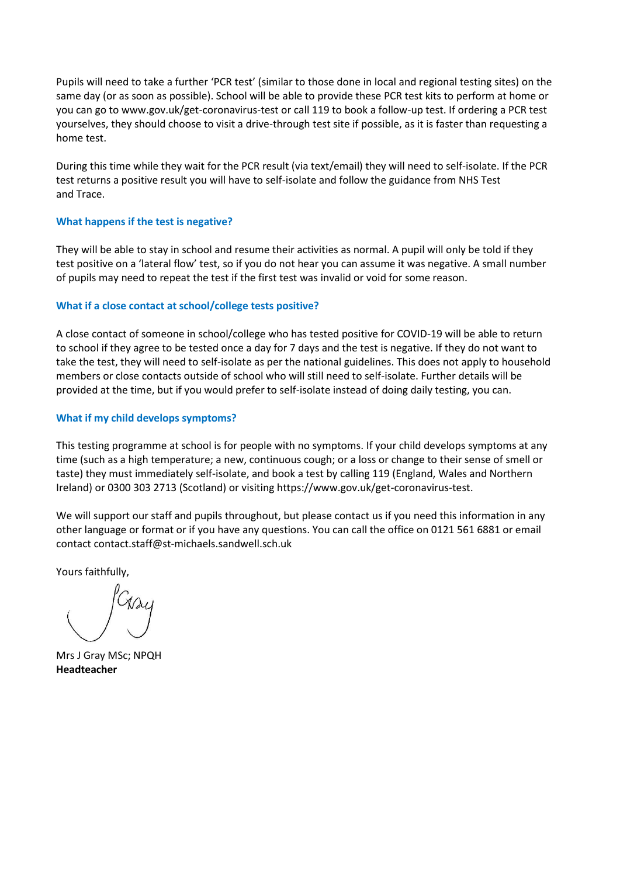Pupils will need to take a further 'PCR test' (similar to those done in local and regional testing sites) on the same day (or as soon as possible). School will be able to provide these PCR test kits to perform at home or you can go to www.gov.uk/get-coronavirus-test or call 119 to book a follow-up test. If ordering a PCR test yourselves, they should choose to visit a drive-through test site if possible, as it is faster than requesting a home test.

During this time while they wait for the PCR result (via text/email) they will need to self-isolate. If the PCR test returns a positive result you will have to self-isolate and follow the guidance from NHS Test and Trace.

### What happens if the test is negative?

They will be able to stay in school and resume their activities as normal. A pupil will only be told if they test positive on a 'lateral flow' test, so if you do not hear you can assume it was negative. A small number of pupils may need to repeat the test if the first test was invalid or void for some reason.

### What if a close contact at school/college tests positive?

A close contact of someone in school/college who has tested positive for COVID-19 will be able to return to school if they agree to be tested once a day for 7 days and the test is negative. If they do not want to take the test, they will need to self-isolate as per the national guidelines. This does not apply to household members or close contacts outside of school who will still need to self-isolate. Further details will be provided at the time, but if you would prefer to self-isolate instead of doing daily testing, you can.

### What if my child develops symptoms?

This testing programme at school is for people with no symptoms. If your child develops symptoms at any time (such as a high temperature; a new, continuous cough; or a loss or change to their sense of smell or taste) they must immediately self-isolate, and book a test by calling 119 (England, Wales and Northern Ireland) or 0300 303 2713 (Scotland) or visiting https://www.gov.uk/get-coronavirus-test.

We will support our staff and pupils throughout, but please contact us if you need this information in any other language or format or if you have any questions. You can call the office on 0121 561 6881 or email contact contact.staff@st-michaels.sandwell.sch.uk

Yours faithfully,

Mrs J Gray MSc; NPQH
**Headteacher**